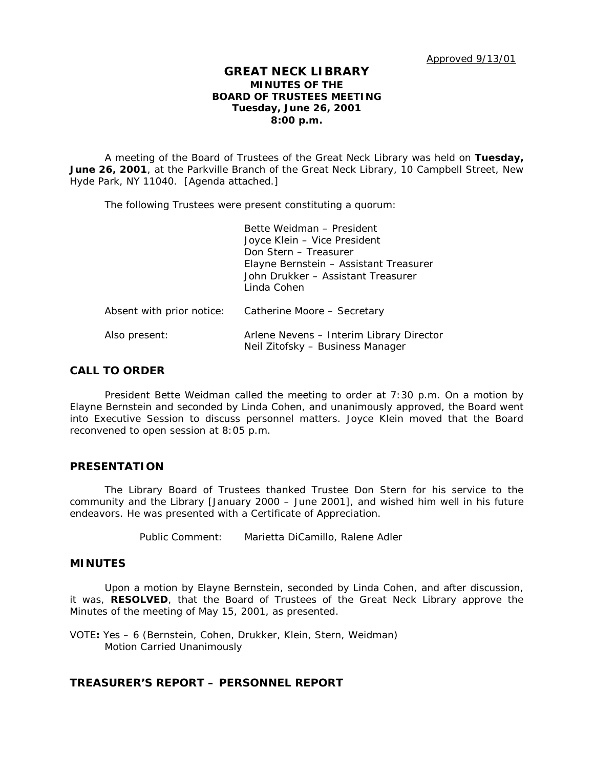Approved 9/13/01

# GREAT NECK LIBRARY
## MINUTES OF THE BOARD OF TRUSTEES MEETING
### Tuesday, June 26, 2001
### 8:00 p.m.

A meeting of the Board of Trustees of the Great Neck Library was held on **Tuesday, June 26, 2001**, at the Parkville Branch of the Great Neck Library, 10 Campbell Street, New Hyde Park, NY 11040. [Agenda attached.]

The following Trustees were present constituting a quorum:

Bette Weidman – President
Joyce Klein – Vice President
Don Stern – Treasurer
Elayne Bernstein – Assistant Treasurer
John Drukker – Assistant Treasurer
Linda Cohen

Absent with prior notice: Catherine Moore – Secretary

Also present: Arlene Nevens – Interim Library Director
Neil Zitofsky – Business Manager

## CALL TO ORDER

President Bette Weidman called the meeting to order at 7:30 p.m. On a motion by Elayne Bernstein and seconded by Linda Cohen, and unanimously approved, the Board went into Executive Session to discuss personnel matters. Joyce Klein moved that the Board reconvened to open session at 8:05 p.m.

## PRESENTATION

The Library Board of Trustees thanked Trustee Don Stern for his service to the community and the Library [January 2000 – June 2001], and wished him well in his future endeavors. He was presented with a Certificate of Appreciation.

Public Comment: Marietta DiCamillo, Ralene Adler

## MINUTES

Upon a motion by Elayne Bernstein, seconded by Linda Cohen, and after discussion, it was, **RESOLVED**, that the Board of Trustees of the Great Neck Library approve the Minutes of the meeting of May 15, 2001, as presented.

VOTE**:** Yes – 6 (Bernstein, Cohen, Drukker, Klein, Stern, Weidman)
Motion Carried Unanimously

## TREASURER'S REPORT – PERSONNEL REPORT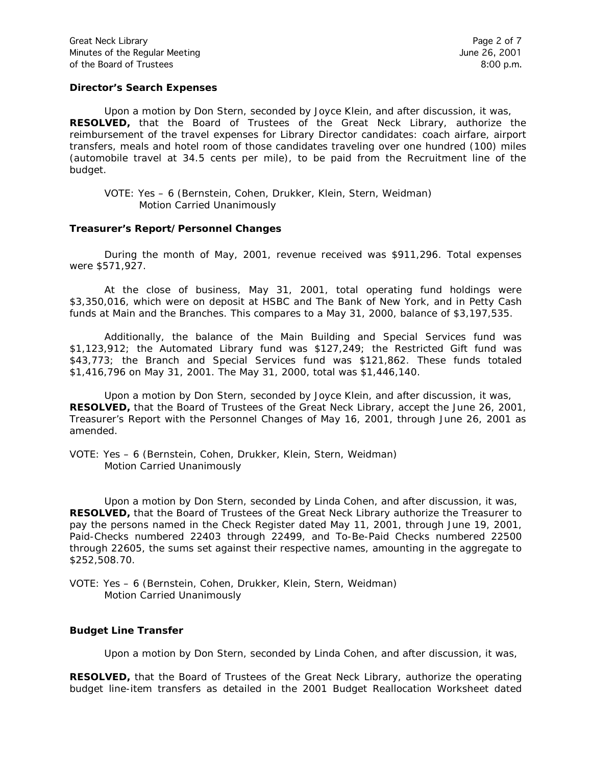### Director's Search Expenses

Upon a motion by Don Stern, seconded by Joyce Klein, and after discussion, it was, **RESOLVED,** that the Board of Trustees of the Great Neck Library, authorize the reimbursement of the travel expenses for Library Director candidates: coach airfare, airport transfers, meals and hotel room of those candidates traveling over one hundred (100) miles (automobile travel at 34.5 cents per mile), to be paid from the Recruitment line of the budget.

VOTE: Yes – 6 (Bernstein, Cohen, Drukker, Klein, Stern, Weidman)
Motion Carried Unanimously

### Treasurer's Report/Personnel Changes

During the month of May, 2001, revenue received was $911,296. Total expenses were $571,927.

At the close of business, May 31, 2001, total operating fund holdings were $3,350,016, which were on deposit at HSBC and The Bank of New York, and in Petty Cash funds at Main and the Branches. This compares to a May 31, 2000, balance of $3,197,535.

Additionally, the balance of the Main Building and Special Services fund was $1,123,912; the Automated Library fund was $127,249; the Restricted Gift fund was $43,773; the Branch and Special Services fund was $121,862. These funds totaled $1,416,796 on May 31, 2001. The May 31, 2000, total was $1,446,140.

Upon a motion by Don Stern, seconded by Joyce Klein, and after discussion, it was, **RESOLVED,** that the Board of Trustees of the Great Neck Library, accept the June 26, 2001, Treasurer's Report with the Personnel Changes of May 16, 2001, through June 26, 2001 as amended.

VOTE: Yes – 6 (Bernstein, Cohen, Drukker, Klein, Stern, Weidman)
Motion Carried Unanimously

Upon a motion by Don Stern, seconded by Linda Cohen, and after discussion, it was, **RESOLVED,** that the Board of Trustees of the Great Neck Library authorize the Treasurer to pay the persons named in the Check Register dated May 11, 2001, through June 19, 2001, Paid-Checks numbered 22403 through 22499, and To-Be-Paid Checks numbered 22500 through 22605, the sums set against their respective names, amounting in the aggregate to $252,508.70.

VOTE: Yes – 6 (Bernstein, Cohen, Drukker, Klein, Stern, Weidman)
Motion Carried Unanimously

### Budget Line Transfer

Upon a motion by Don Stern, seconded by Linda Cohen, and after discussion, it was,

**RESOLVED,** that the Board of Trustees of the Great Neck Library, authorize the operating budget line-item transfers as detailed in the 2001 Budget Reallocation Worksheet dated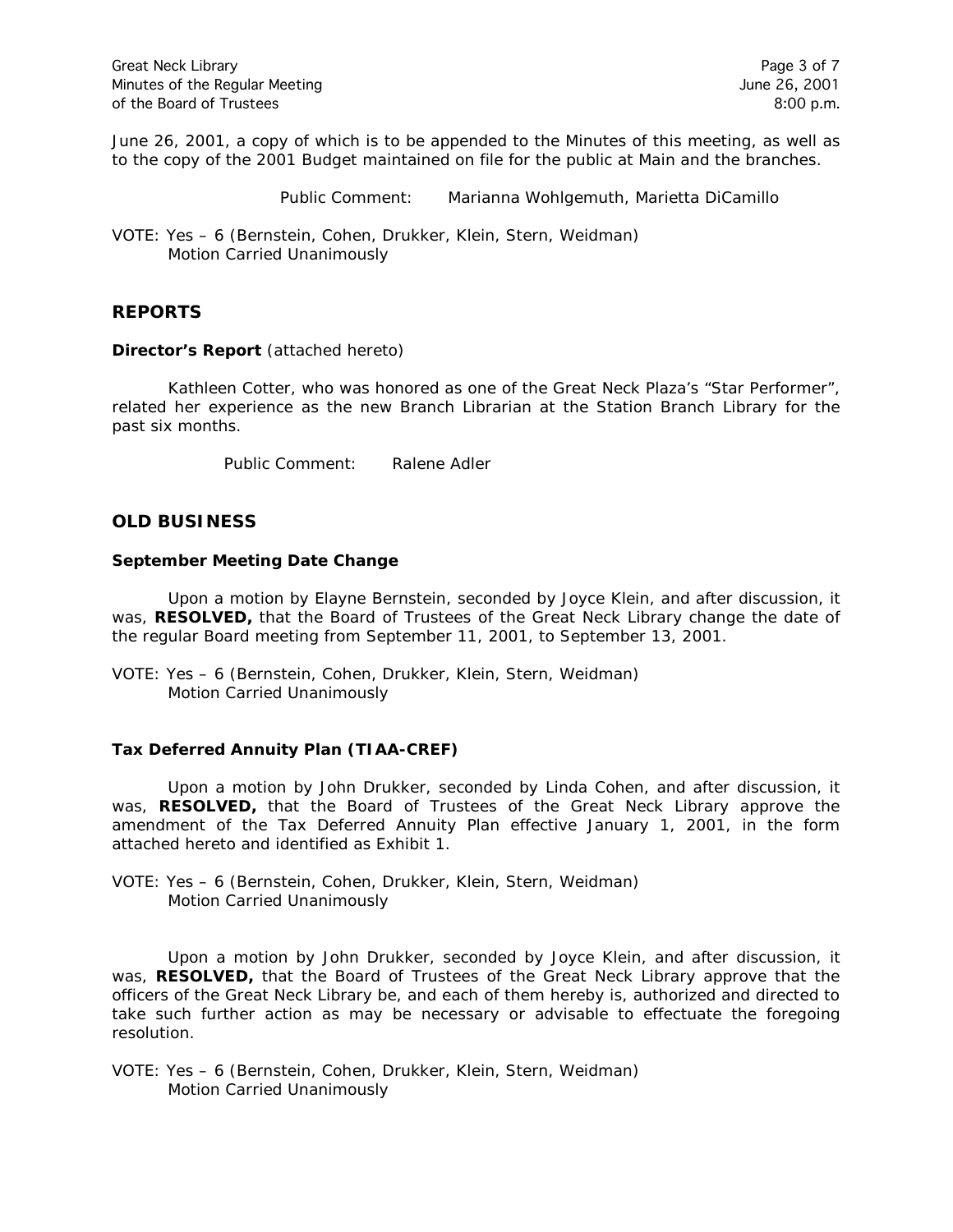June 26, 2001, a copy of which is to be appended to the Minutes of this meeting, as well as to the copy of the 2001 Budget maintained on file for the public at Main and the branches.

Public Comment: Marianna Wohlgemuth, Marietta DiCamillo

VOTE: Yes – 6 (Bernstein, Cohen, Drukker, Klein, Stern, Weidman)
Motion Carried Unanimously

## REPORTS

**Director's Report** (attached hereto)

Kathleen Cotter, who was honored as one of the Great Neck Plaza's "Star Performer", related her experience as the new Branch Librarian at the Station Branch Library for the past six months.

Public Comment: Ralene Adler

## OLD BUSINESS

### September Meeting Date Change

Upon a motion by Elayne Bernstein, seconded by Joyce Klein, and after discussion, it was, **RESOLVED,** that the Board of Trustees of the Great Neck Library change the date of the regular Board meeting from September 11, 2001, to September 13, 2001.

VOTE: Yes – 6 (Bernstein, Cohen, Drukker, Klein, Stern, Weidman)
Motion Carried Unanimously

### Tax Deferred Annuity Plan (TIAA-CREF)

Upon a motion by John Drukker, seconded by Linda Cohen, and after discussion, it was, **RESOLVED,** that the Board of Trustees of the Great Neck Library approve the amendment of the Tax Deferred Annuity Plan effective January 1, 2001, in the form attached hereto and identified as Exhibit 1.

VOTE: Yes – 6 (Bernstein, Cohen, Drukker, Klein, Stern, Weidman)
Motion Carried Unanimously

Upon a motion by John Drukker, seconded by Joyce Klein, and after discussion, it was, **RESOLVED,** that the Board of Trustees of the Great Neck Library approve that the officers of the Great Neck Library be, and each of them hereby is, authorized and directed to take such further action as may be necessary or advisable to effectuate the foregoing resolution.

VOTE: Yes – 6 (Bernstein, Cohen, Drukker, Klein, Stern, Weidman)
Motion Carried Unanimously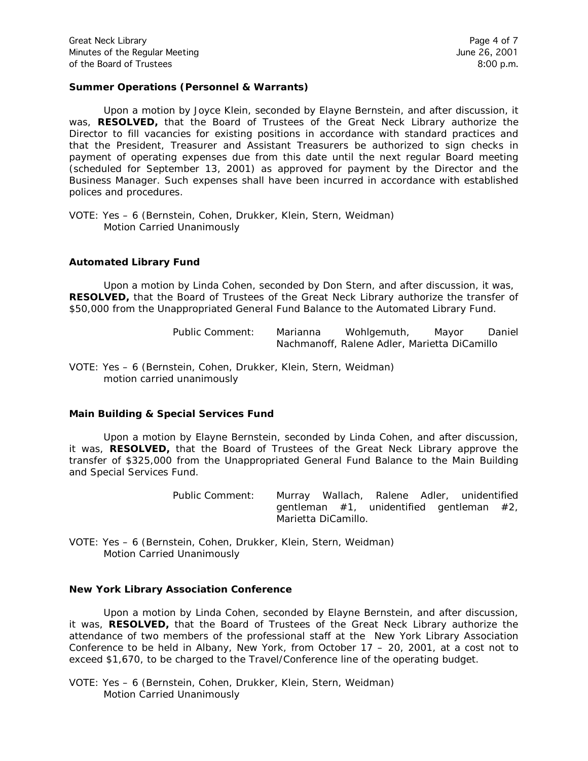**Summer Operations (Personnel & Warrants)**

Upon a motion by Joyce Klein, seconded by Elayne Bernstein, and after discussion, it was, **RESOLVED,** that the Board of Trustees of the Great Neck Library authorize the Director to fill vacancies for existing positions in accordance with standard practices and that the President, Treasurer and Assistant Treasurers be authorized to sign checks in payment of operating expenses due from this date until the next regular Board meeting (scheduled for September 13, 2001) as approved for payment by the Director and the Business Manager. Such expenses shall have been incurred in accordance with established polices and procedures.

VOTE: Yes – 6 (Bernstein, Cohen, Drukker, Klein, Stern, Weidman)
Motion Carried Unanimously

**Automated Library Fund**

Upon a motion by Linda Cohen, seconded by Don Stern, and after discussion, it was, **RESOLVED,** that the Board of Trustees of the Great Neck Library authorize the transfer of $50,000 from the Unappropriated General Fund Balance to the Automated Library Fund.

Public Comment: Marianna Wohlgemuth, Mayor Daniel Nachmanoff, Ralene Adler, Marietta DiCamillo

VOTE: Yes – 6 (Bernstein, Cohen, Drukker, Klein, Stern, Weidman)
motion carried unanimously

**Main Building & Special Services Fund**

Upon a motion by Elayne Bernstein, seconded by Linda Cohen, and after discussion, it was, **RESOLVED,** that the Board of Trustees of the Great Neck Library approve the transfer of $325,000 from the Unappropriated General Fund Balance to the Main Building and Special Services Fund.

Public Comment: Murray Wallach, Ralene Adler, unidentified gentleman #1, unidentified gentleman #2, Marietta DiCamillo.

VOTE: Yes – 6 (Bernstein, Cohen, Drukker, Klein, Stern, Weidman)
Motion Carried Unanimously

**New York Library Association Conference**

Upon a motion by Linda Cohen, seconded by Elayne Bernstein, and after discussion, it was, **RESOLVED,** that the Board of Trustees of the Great Neck Library authorize the attendance of two members of the professional staff at the New York Library Association Conference to be held in Albany, New York, from October 17 – 20, 2001, at a cost not to exceed $1,670, to be charged to the Travel/Conference line of the operating budget.

VOTE: Yes – 6 (Bernstein, Cohen, Drukker, Klein, Stern, Weidman)
Motion Carried Unanimously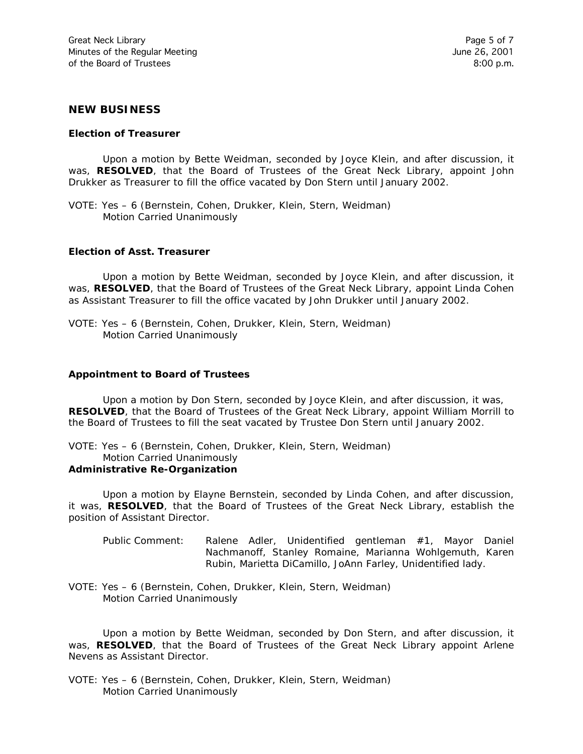## NEW BUSINESS

### Election of Treasurer

Upon a motion by Bette Weidman, seconded by Joyce Klein, and after discussion, it was, **RESOLVED**, that the Board of Trustees of the Great Neck Library, appoint John Drukker as Treasurer to fill the office vacated by Don Stern until January 2002.

VOTE: Yes – 6 (Bernstein, Cohen, Drukker, Klein, Stern, Weidman)
Motion Carried Unanimously

### Election of Asst. Treasurer

Upon a motion by Bette Weidman, seconded by Joyce Klein, and after discussion, it was, **RESOLVED**, that the Board of Trustees of the Great Neck Library, appoint Linda Cohen as Assistant Treasurer to fill the office vacated by John Drukker until January 2002.

VOTE: Yes – 6 (Bernstein, Cohen, Drukker, Klein, Stern, Weidman)
Motion Carried Unanimously

### Appointment to Board of Trustees

Upon a motion by Don Stern, seconded by Joyce Klein, and after discussion, it was, **RESOLVED**, that the Board of Trustees of the Great Neck Library, appoint William Morrill to the Board of Trustees to fill the seat vacated by Trustee Don Stern until January 2002.

VOTE: Yes – 6 (Bernstein, Cohen, Drukker, Klein, Stern, Weidman)
Motion Carried Unanimously

### Administrative Re-Organization

Upon a motion by Elayne Bernstein, seconded by Linda Cohen, and after discussion, it was, **RESOLVED**, that the Board of Trustees of the Great Neck Library, establish the position of Assistant Director.

Public Comment: Ralene Adler, Unidentified gentleman #1, Mayor Daniel Nachmanoff, Stanley Romaine, Marianna Wohlgemuth, Karen Rubin, Marietta DiCamillo, JoAnn Farley, Unidentified lady.

VOTE: Yes – 6 (Bernstein, Cohen, Drukker, Klein, Stern, Weidman)
Motion Carried Unanimously

Upon a motion by Bette Weidman, seconded by Don Stern, and after discussion, it was, **RESOLVED**, that the Board of Trustees of the Great Neck Library appoint Arlene Nevens as Assistant Director.

VOTE: Yes – 6 (Bernstein, Cohen, Drukker, Klein, Stern, Weidman)
Motion Carried Unanimously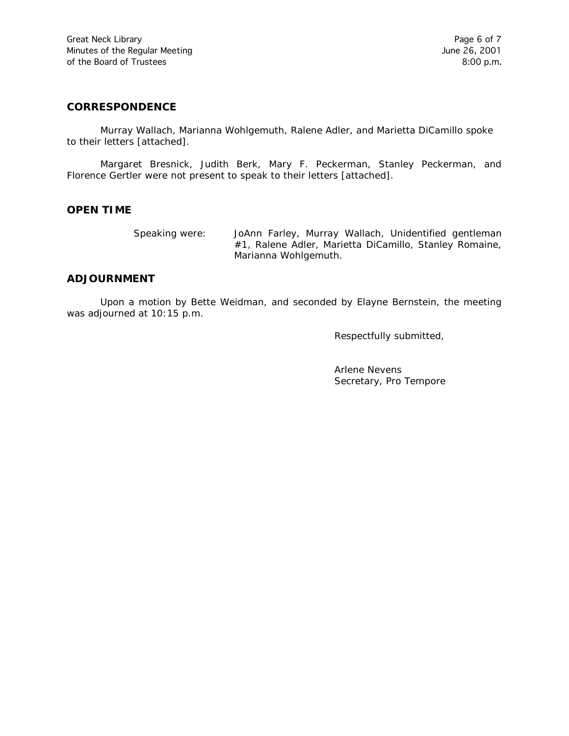## CORRESPONDENCE

Murray Wallach, Marianna Wohlgemuth, Ralene Adler, and Marietta DiCamillo spoke to their letters [attached].

Margaret Bresnick, Judith Berk, Mary F. Peckerman, Stanley Peckerman, and Florence Gertler were not present to speak to their letters [attached].

## OPEN TIME

Speaking were: JoAnn Farley, Murray Wallach, Unidentified gentleman #1, Ralene Adler, Marietta DiCamillo, Stanley Romaine, Marianna Wohlgemuth.

## ADJOURNMENT

Upon a motion by Bette Weidman, and seconded by Elayne Bernstein, the meeting was adjourned at 10:15 p.m.

Respectfully submitted,

Arlene Nevens
Secretary, Pro Tempore